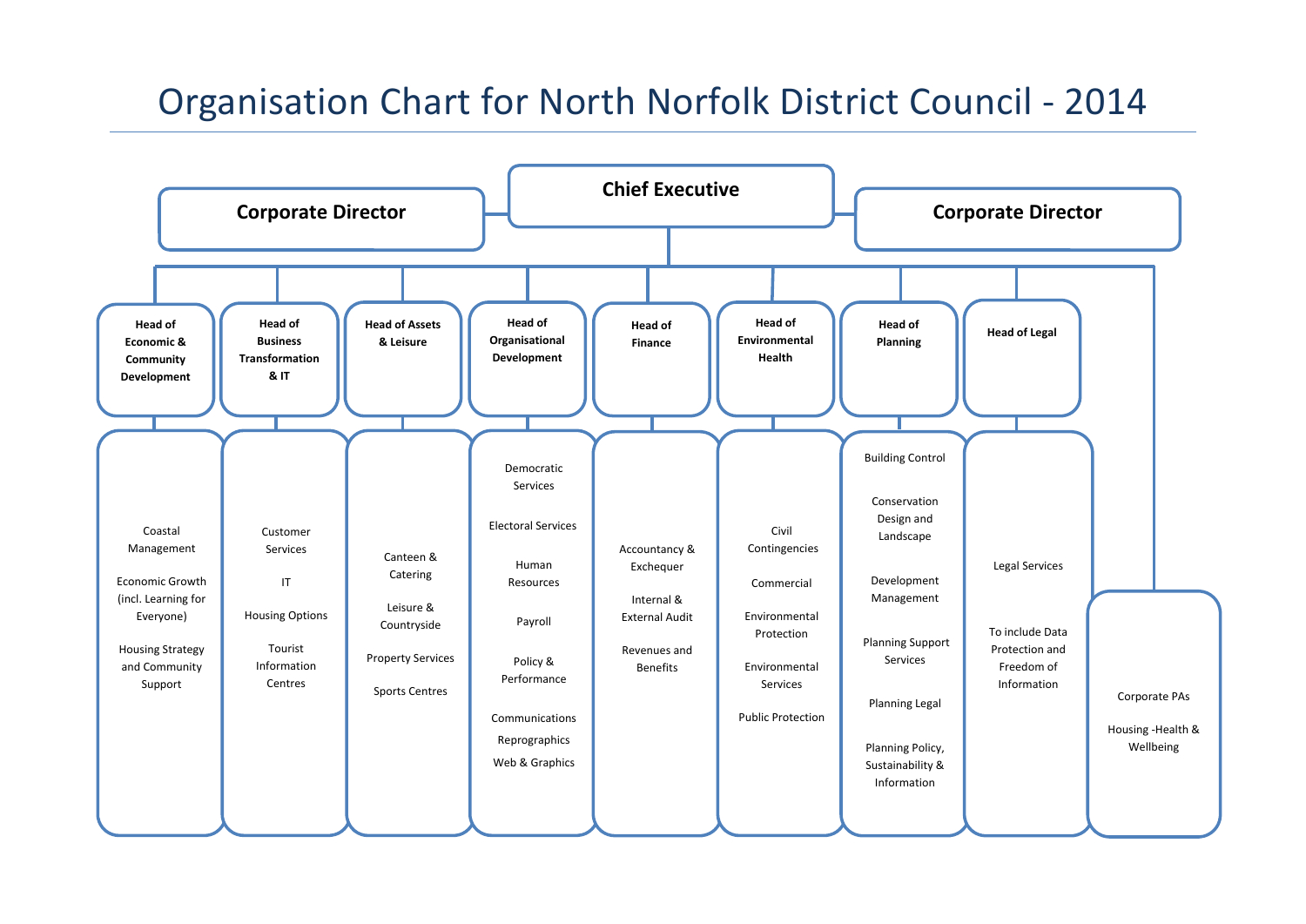# Organisation Chart for North Norfolk District Council - 2014

**Chief Executive**

**Corporate Director**

**Corporate Director**

### Head of Economic & Community Development

- Coastal Management
- Economic Growth (incl. Learning for Everyone)
- Housing Strategy and Community Support

### Head of Business Transformation & IT

- Customer Services
- IT
- Housing Options
- Tourist Information Centres

### Head of Assets & Leisure

- Canteen & Catering
- Leisure & Countryside
- Property Services
- Sports Centres

### Head of Organisational Development

- Democratic Services
- Electoral Services
- Human Resources
- Payroll
- Policy & Performance
- Communications
- Reprographics
- Web & Graphics

### Head of Finance

- Accountancy & Exchequer
- Internal & External Audit
- Revenues and Benefits

### Head of Environmental Health

- Civil Contingencies
- Commercial
- Environmental Protection
- Environmental Services
- Public Protection

### Head of Planning

- Building Control
- Conservation Design and Landscape
- Development Management
- Planning Support Services
- Planning Legal
- Planning Policy, Sustainability & Information

### Head of Legal

- Legal Services
- To include Data Protection and Freedom of Information

### Chief Executive (direct)

- Corporate PAs
- Housing -Health & Wellbeing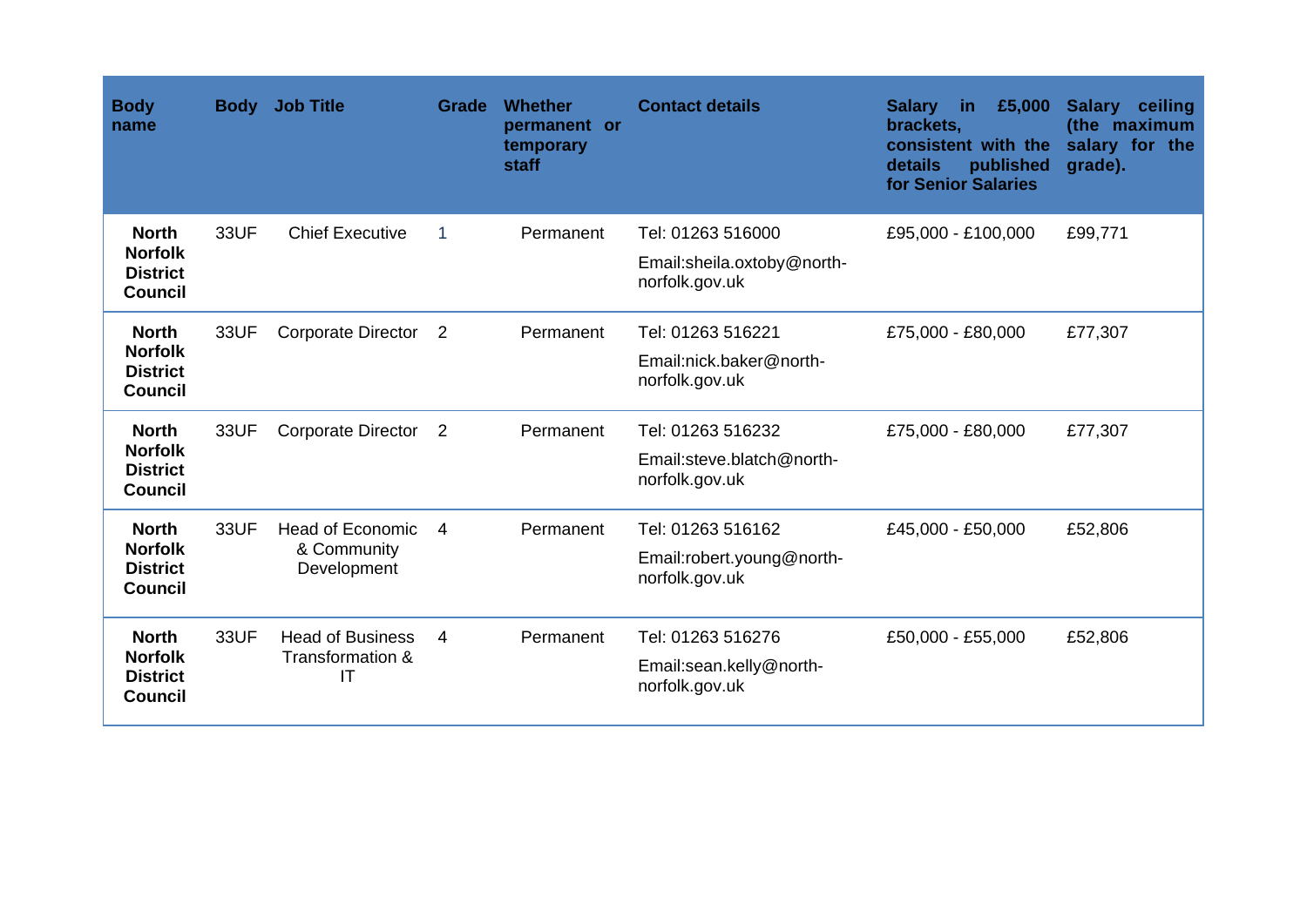| Body name | Body | Job Title | Grade | Whether permanent or temporary staff | Contact details | Salary in £5,000 brackets, consistent with the details published for Senior Salaries | Salary ceiling (the maximum salary for the grade). |
|---|---|---|---|---|---|---|---|
| **North Norfolk District Council** | 33UF | Chief Executive | 1 | Permanent | Tel: 01263 516000<br>Email:sheila.oxtoby@north-norfolk.gov.uk | £95,000 - £100,000 | £99,771 |
| **North Norfolk District Council** | 33UF | Corporate Director | 2 | Permanent | Tel: 01263 516221<br>Email:nick.baker@north-norfolk.gov.uk | £75,000 - £80,000 | £77,307 |
| **North Norfolk District Council** | 33UF | Corporate Director | 2 | Permanent | Tel: 01263 516232<br>Email:steve.blatch@north-norfolk.gov.uk | £75,000 - £80,000 | £77,307 |
| **North Norfolk District Council** | 33UF | Head of Economic & Community Development | 4 | Permanent | Tel: 01263 516162<br>Email:robert.young@north-norfolk.gov.uk | £45,000 - £50,000 | £52,806 |
| **North Norfolk District Council** | 33UF | Head of Business Transformation & IT | 4 | Permanent | Tel: 01263 516276<br>Email:sean.kelly@north-norfolk.gov.uk | £50,000 - £55,000 | £52,806 |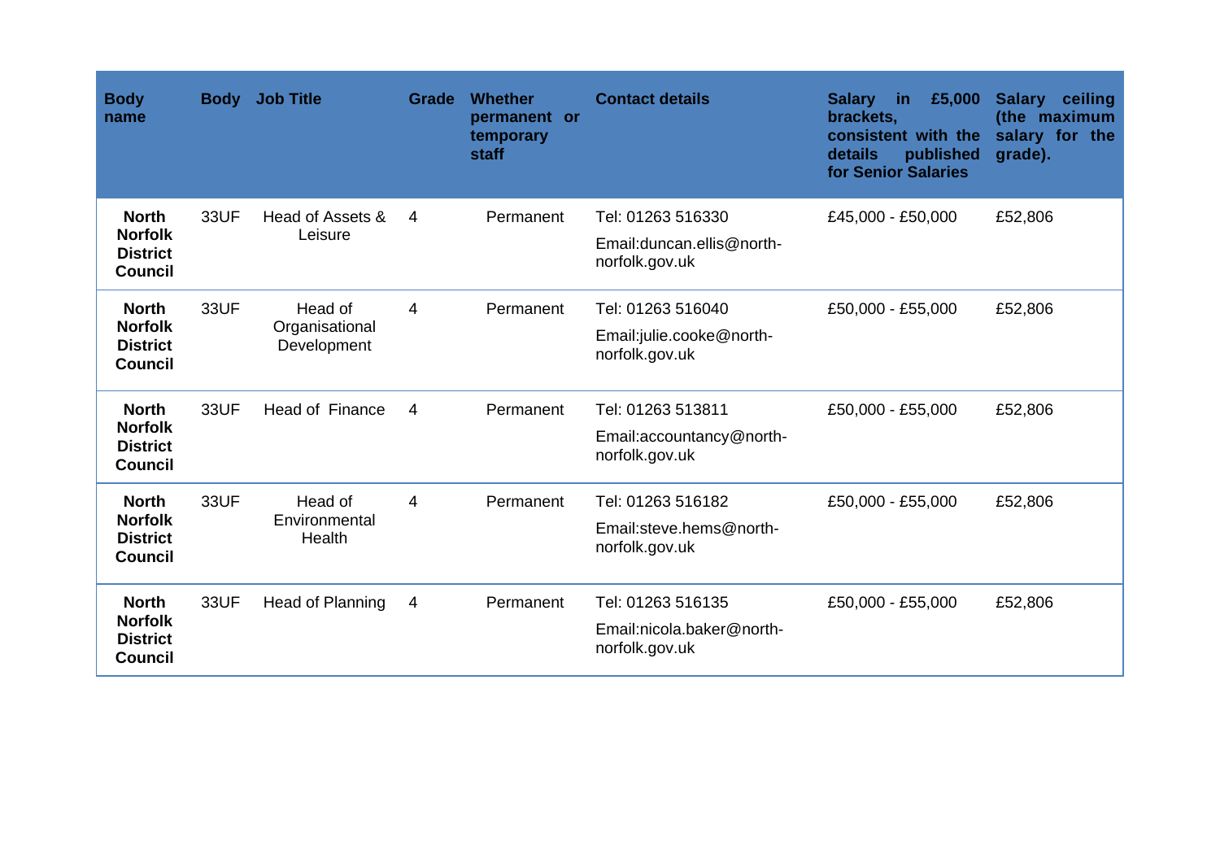| Body name | Body | Job Title | Grade | Whether permanent or temporary staff | Contact details | Salary in £5,000 brackets, consistent with the details published for Senior Salaries | Salary ceiling (the maximum salary for the grade). |
|---|---|---|---|---|---|---|---|
| **North Norfolk District Council** | 33UF | Head of Assets & Leisure | 4 | Permanent | Tel: 01263 516330<br>Email:duncan.ellis@north-norfolk.gov.uk | £45,000 - £50,000 | £52,806 |
| **North Norfolk District Council** | 33UF | Head of Organisational Development | 4 | Permanent | Tel: 01263 516040<br>Email:julie.cooke@north-norfolk.gov.uk | £50,000 - £55,000 | £52,806 |
| **North Norfolk District Council** | 33UF | Head of Finance | 4 | Permanent | Tel: 01263 513811<br>Email:accountancy@north-norfolk.gov.uk | £50,000 - £55,000 | £52,806 |
| **North Norfolk District Council** | 33UF | Head of Environmental Health | 4 | Permanent | Tel: 01263 516182<br>Email:steve.hems@north-norfolk.gov.uk | £50,000 - £55,000 | £52,806 |
| **North Norfolk District Council** | 33UF | Head of Planning | 4 | Permanent | Tel: 01263 516135<br>Email:nicola.baker@north-norfolk.gov.uk | £50,000 - £55,000 | £52,806 |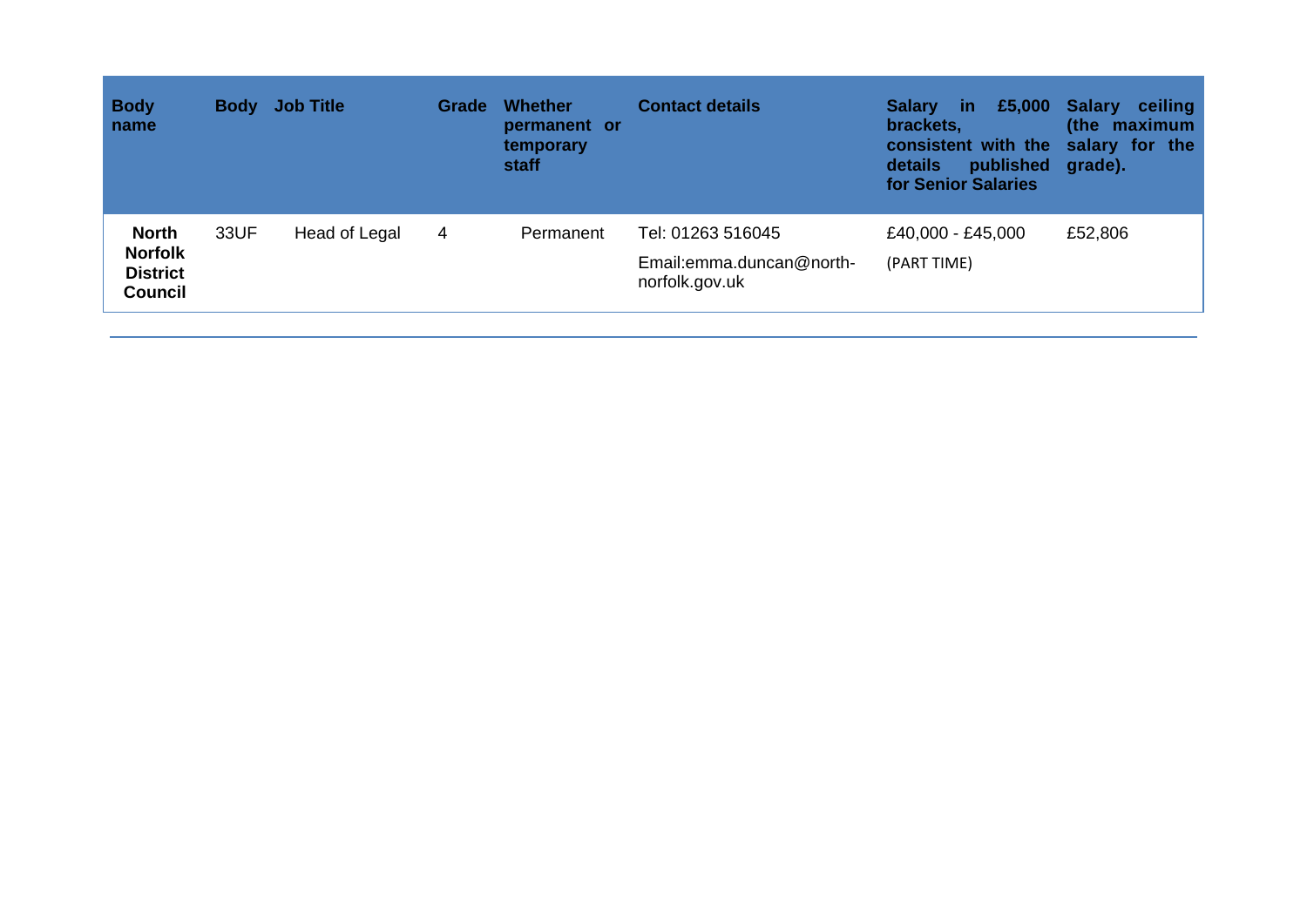| Body name | Body | Job Title | Grade | Whether permanent or temporary staff | Contact details | Salary in £5,000 brackets, consistent with the details published for Senior Salaries | Salary ceiling (the maximum salary for the grade). |
|---|---|---|---|---|---|---|---|
| **North Norfolk District Council** | 33UF | Head of Legal | 4 | Permanent | Tel: 01263 516045<br>Email:emma.duncan@north-norfolk.gov.uk | £40,000 - £45,000<br>(PART TIME) | £52,806 |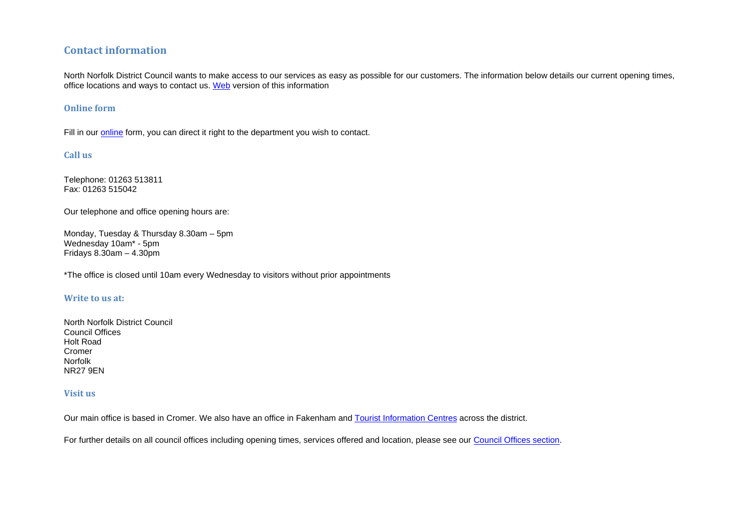## Contact information

North Norfolk District Council wants to make access to our services as easy as possible for our customers. The information below details our current opening times, office locations and ways to contact us. Web version of this information

### Online form

Fill in our online form, you can direct it right to the department you wish to contact.

### Call us

Telephone: 01263 513811
Fax: 01263 515042

Our telephone and office opening hours are:

Monday, Tuesday & Thursday 8.30am – 5pm
Wednesday 10am* - 5pm
Fridays 8.30am – 4.30pm

*The office is closed until 10am every Wednesday to visitors without prior appointments

### Write to us at:

North Norfolk District Council
Council Offices
Holt Road
Cromer
Norfolk
NR27 9EN

### Visit us

Our main office is based in Cromer. We also have an office in Fakenham and Tourist Information Centres across the district.

For further details on all council offices including opening times, services offered and location, please see our Council Offices section.